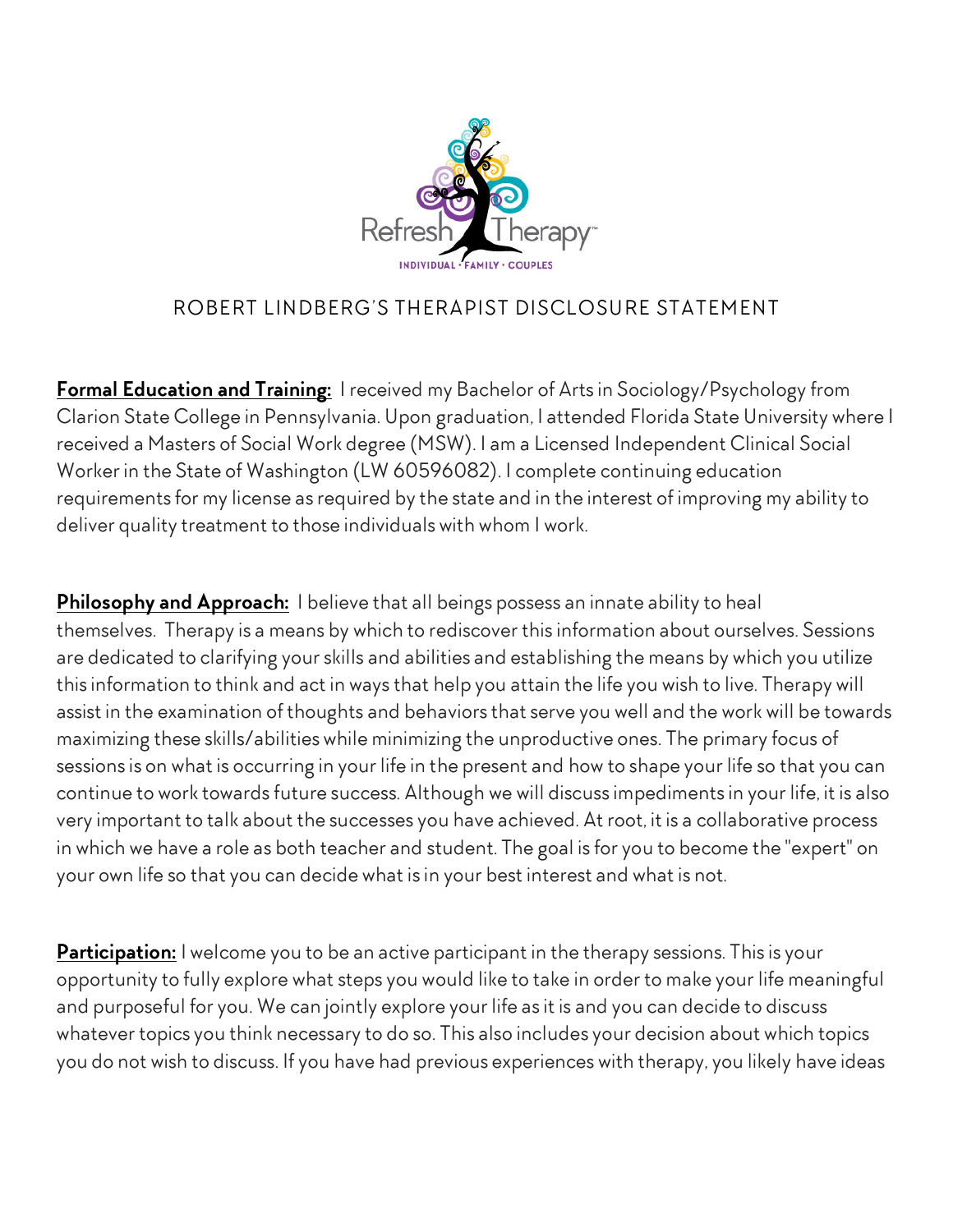Refresh Therapy™

INDIVIDUAL · FAMILY · COUPLES

# ROBERT LINDBERG'S THERAPIST DISCLOSURE STATEMENT

**Formal Education and Training:** I received my Bachelor of Arts in Sociology/Psychology from Clarion State College in Pennsylvania. Upon graduation, I attended Florida State University where I received a Masters of Social Work degree (MSW). I am a Licensed Independent Clinical Social Worker in the State of Washington (LW 60596082). I complete continuing education requirements for my license as required by the state and in the interest of improving my ability to deliver quality treatment to those individuals with whom I work.

**Philosophy and Approach:** I believe that all beings possess an innate ability to heal themselves. Therapy is a means by which to rediscover this information about ourselves. Sessions are dedicated to clarifying your skills and abilities and establishing the means by which you utilize this information to think and act in ways that help you attain the life you wish to live. Therapy will assist in the examination of thoughts and behaviors that serve you well and the work will be towards maximizing these skills/abilities while minimizing the unproductive ones. The primary focus of sessions is on what is occurring in your life in the present and how to shape your life so that you can continue to work towards future success. Although we will discuss impediments in your life, it is also very important to talk about the successes you have achieved. At root, it is a collaborative process in which we have a role as both teacher and student. The goal is for you to become the "expert" on your own life so that you can decide what is in your best interest and what is not.

**Participation:** I welcome you to be an active participant in the therapy sessions. This is your opportunity to fully explore what steps you would like to take in order to make your life meaningful and purposeful for you. We can jointly explore your life as it is and you can decide to discuss whatever topics you think necessary to do so. This also includes your decision about which topics you do not wish to discuss. If you have had previous experiences with therapy, you likely have ideas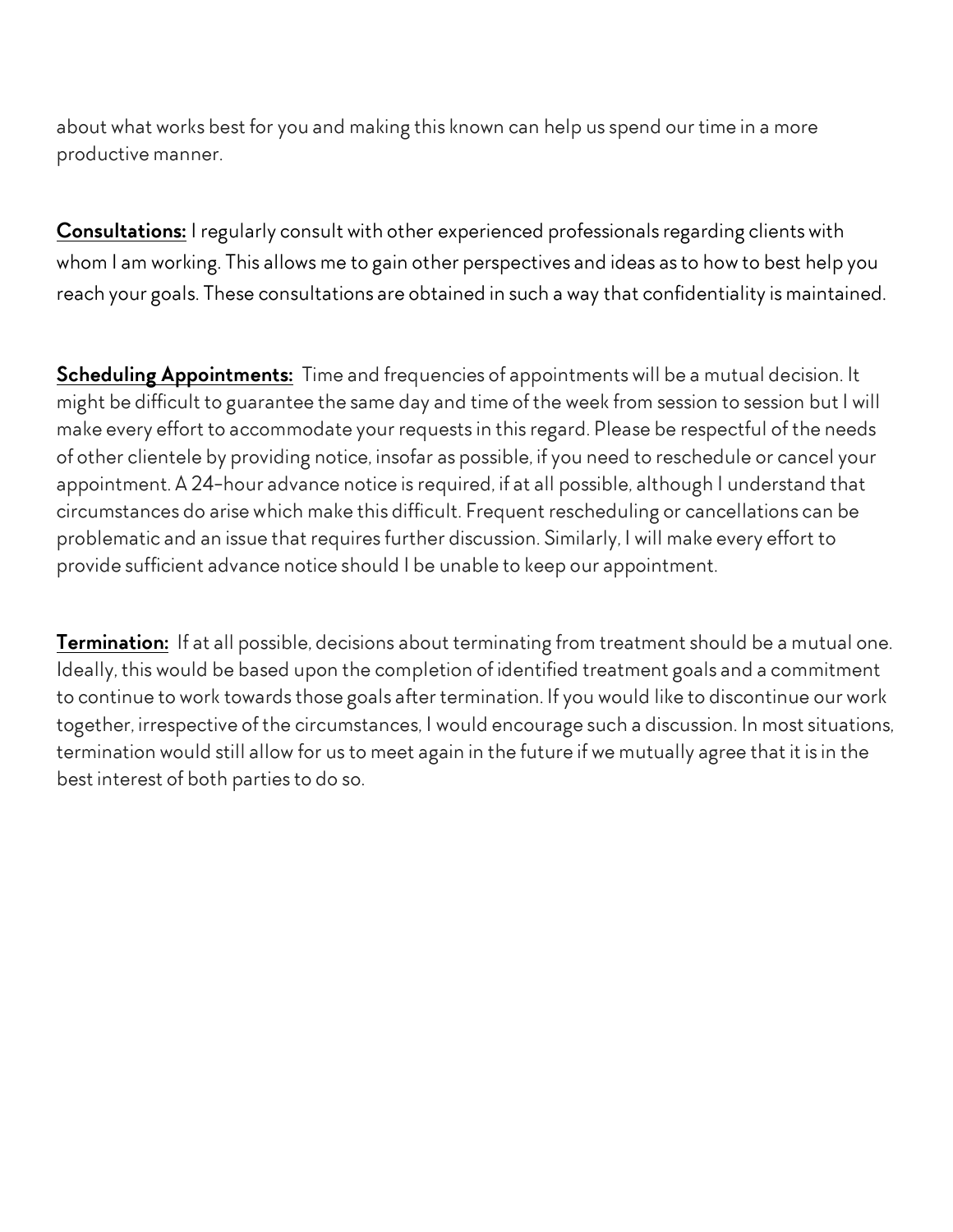about what works best for you and making this known can help us spend our time in a more productive manner.

**Consultations:** I regularly consult with other experienced professionals regarding clients with whom I am working. This allows me to gain other perspectives and ideas as to how to best help you reach your goals. These consultations are obtained in such a way that confidentiality is maintained.

**Scheduling Appointments:** Time and frequencies of appointments will be a mutual decision. It might be difficult to guarantee the same day and time of the week from session to session but I will make every effort to accommodate your requests in this regard. Please be respectful of the needs of other clientele by providing notice, insofar as possible, if you need to reschedule or cancel your appointment. A 24-hour advance notice is required, if at all possible, although I understand that circumstances do arise which make this difficult. Frequent rescheduling or cancellations can be problematic and an issue that requires further discussion. Similarly, I will make every effort to provide sufficient advance notice should I be unable to keep our appointment.

**Termination:** If at all possible, decisions about terminating from treatment should be a mutual one. Ideally, this would be based upon the completion of identified treatment goals and a commitment to continue to work towards those goals after termination. If you would like to discontinue our work together, irrespective of the circumstances, I would encourage such a discussion. In most situations, termination would still allow for us to meet again in the future if we mutually agree that it is in the best interest of both parties to do so.